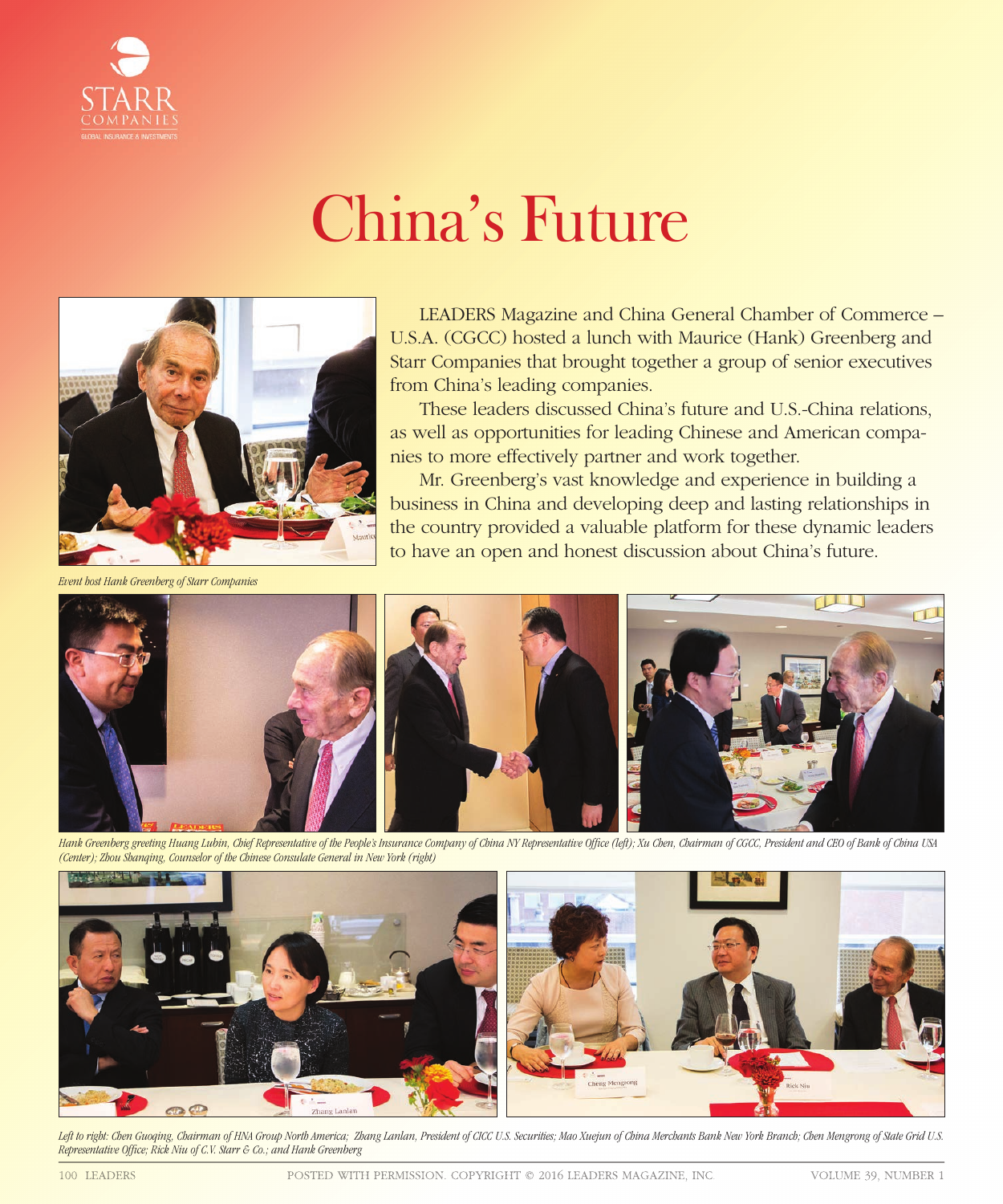# China's Future

LEADERS Magazine and China General Chamber of Commerce – U.S.A. (CGCC) hosted a lunch with Maurice (Hank) Greenberg and Starr Companies that brought together a group of senior executives from China's leading companies.

These leaders discussed China's future and U.S.-China relations, as well as opportunities for leading Chinese and American companies to more effectively partner and work together.

Mr. Greenberg's vast knowledge and experience in building a business in China and developing deep and lasting relationships in the country provided a valuable platform for these dynamic leaders to have an open and honest discussion about China's future.

*Event host Hank Greenberg of Starr Companies*

*Hank Greenberg greeting Huang Lubin, Chief Representative of the People's Insurance Company of China NY Representative Office (left); Xu Chen, Chairman of CGCC, President and CEO of Bank of China USA (Center); Zhou Shanqing, Counselor of the Chinese Consulate General in New York (right)*

*Left to right: Chen Guoqing, Chairman of HNA Group North America; Zhang Lanlan, President of CICC U.S. Securities; Mao Xuejun of China Merchants Bank New York Branch; Chen Mengrong of State Grid U.S. Representative Office; Rick Niu of C.V. Starr & Co.; and Hank Greenberg*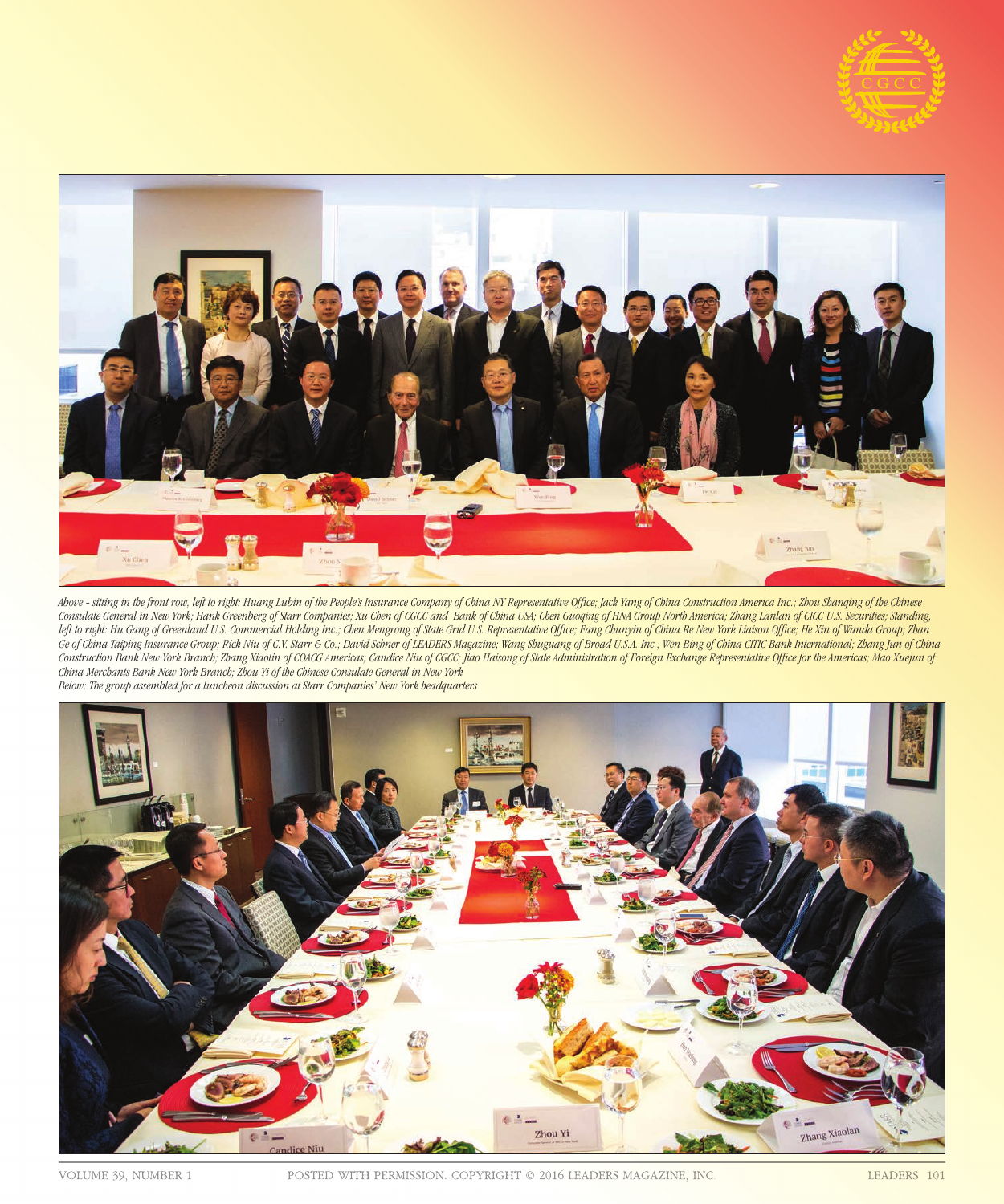Above - sitting in the front row, left to right: Huang Lubin of the People's Insurance Company of China NY Representative Office; Jack Yang of China Construction America Inc.; Zhou Shanqing of the Chinese Consulate General in New York; Hank Greenberg of Starr Companies; Xu Chen of CGCC and Bank of China USA; Chen Guoqing of HNA Group North America; Zhang Lanlan of CICC U.S. Securities; Standing, left to right: Hu Gang of Greenland U.S. Commercial Holding Inc.; Chen Mengrong of State Grid U.S. Representative Office; Fang Chunyin of China Re New York Liaison Office; He Xin of Wanda Group; Zhan Ge of China Taiping Insurance Group; Rick Niu of C.V. Starr & Co.; David Schner of LEADERS Magazine; Wang Shuguang of Broad U.S.A. Inc.; Wen Bing of China CITIC Bank International; Zhang Jun of China Construction Bank New York Branch; Zhang Xiaolin of COACG Americas; Candice Niu of CGCC; Jiao Haisong of State Administration of Foreign Exchange Representative Office for the Americas; Mao Xuejun of China Merchants Bank New York Branch; Zhou Yi of the Chinese Consulate General in New York

Below: The group assembled for a luncheon discussion at Starr Companies' New York headquarters

POSTED WITH PERMISSION. COPYRIGHT © 2016 LEADERS MAGAZINE, INC